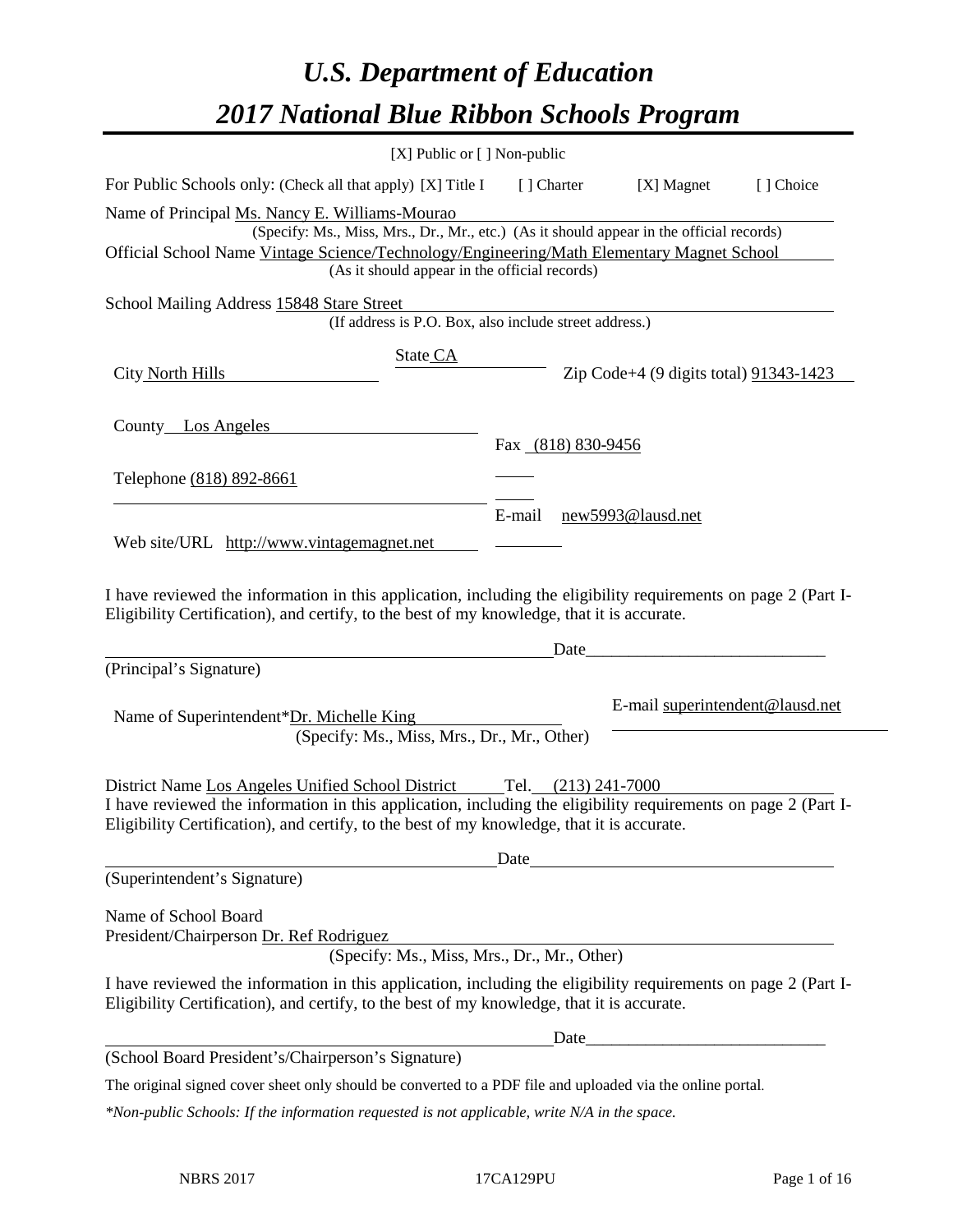# *U.S. Department of Education*

# *2017 National Blue Ribbon Schools Program*

[X] Public or [ ] Non-public

For Public Schools only: (Check all that apply) [X] Title I [ ] Charter [X] Magnet [ ] Choice

Name of Principal Ms. Nancy E. Williams-Mourao
(Specify: Ms., Miss, Mrs., Dr., Mr., etc.) (As it should appear in the official records)

Official School Name Vintage Science/Technology/Engineering/Math Elementary Magnet School
(As it should appear in the official records)

School Mailing Address 15848 Stare Street
(If address is P.O. Box, also include street address.)

City North Hills State CA Zip Code+4 (9 digits total) 91343-1423

County Los Angeles

Telephone (818) 892-8661 Fax (818) 830-9456

Web site/URL http://www.vintagemagnet.net E-mail new5993@lausd.net

I have reviewed the information in this application, including the eligibility requirements on page 2 (Part I-Eligibility Certification), and certify, to the best of my knowledge, that it is accurate.

_______________________________________ Date_______________________
(Principal's Signature)

Name of Superintendent*Dr. Michelle King E-mail superintendent@lausd.net
(Specify: Ms., Miss, Mrs., Dr., Mr., Other)

District Name Los Angeles Unified School District Tel. (213) 241-7000

I have reviewed the information in this application, including the eligibility requirements on page 2 (Part I-Eligibility Certification), and certify, to the best of my knowledge, that it is accurate.

_______________________________________ Date_______________________
(Superintendent's Signature)

Name of School Board
President/Chairperson Dr. Ref Rodriguez
(Specify: Ms., Miss, Mrs., Dr., Mr., Other)

I have reviewed the information in this application, including the eligibility requirements on page 2 (Part I-Eligibility Certification), and certify, to the best of my knowledge, that it is accurate.

_______________________________________ Date_______________________
(School Board President's/Chairperson's Signature)

The original signed cover sheet only should be converted to a PDF file and uploaded via the online portal.

*\*Non-public Schools: If the information requested is not applicable, write N/A in the space.*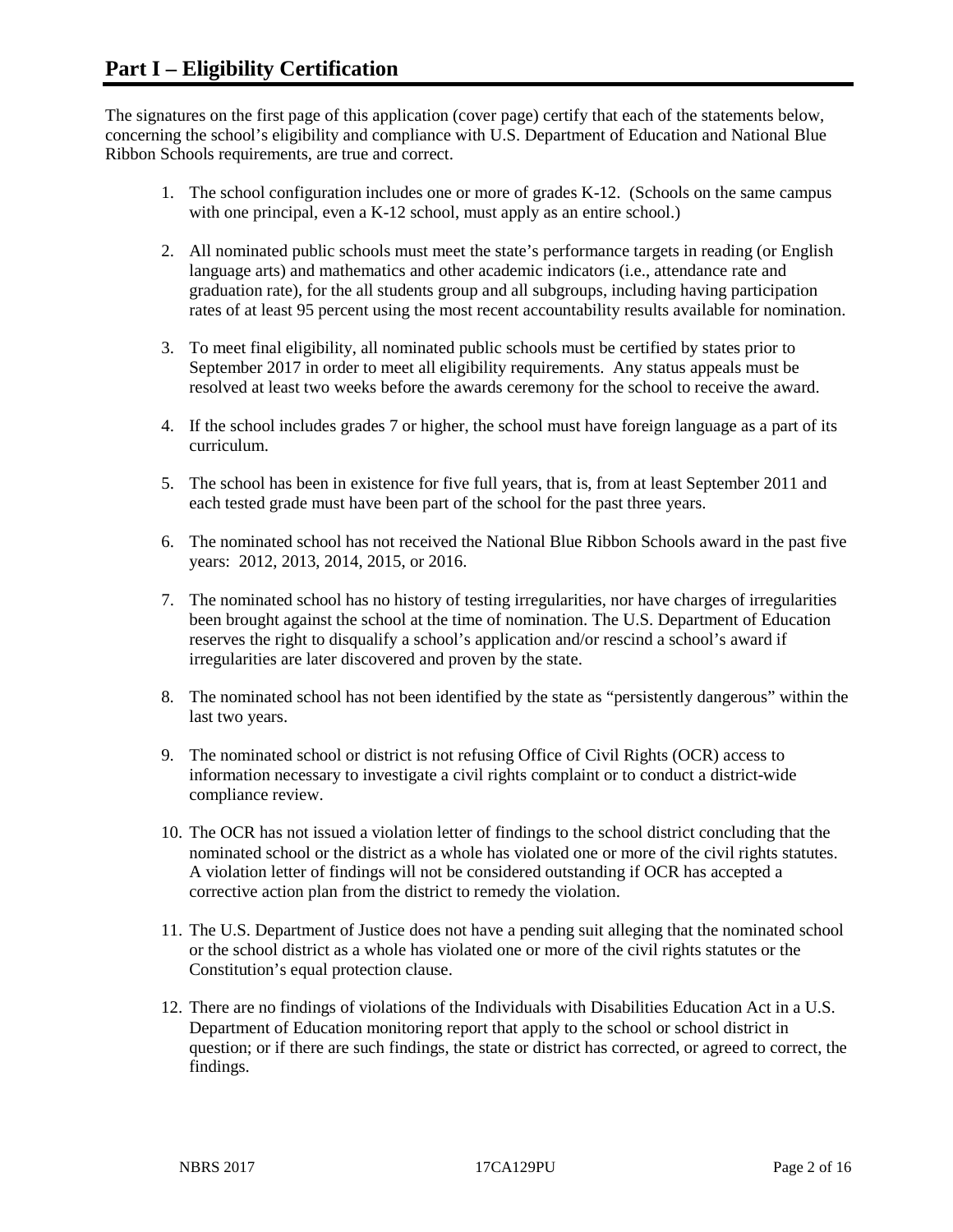# Part I – Eligibility Certification

The signatures on the first page of this application (cover page) certify that each of the statements below, concerning the school's eligibility and compliance with U.S. Department of Education and National Blue Ribbon Schools requirements, are true and correct.

1. The school configuration includes one or more of grades K-12. (Schools on the same campus with one principal, even a K-12 school, must apply as an entire school.)
2. All nominated public schools must meet the state's performance targets in reading (or English language arts) and mathematics and other academic indicators (i.e., attendance rate and graduation rate), for the all students group and all subgroups, including having participation rates of at least 95 percent using the most recent accountability results available for nomination.
3. To meet final eligibility, all nominated public schools must be certified by states prior to September 2017 in order to meet all eligibility requirements. Any status appeals must be resolved at least two weeks before the awards ceremony for the school to receive the award.
4. If the school includes grades 7 or higher, the school must have foreign language as a part of its curriculum.
5. The school has been in existence for five full years, that is, from at least September 2011 and each tested grade must have been part of the school for the past three years.
6. The nominated school has not received the National Blue Ribbon Schools award in the past five years: 2012, 2013, 2014, 2015, or 2016.
7. The nominated school has no history of testing irregularities, nor have charges of irregularities been brought against the school at the time of nomination. The U.S. Department of Education reserves the right to disqualify a school's application and/or rescind a school's award if irregularities are later discovered and proven by the state.
8. The nominated school has not been identified by the state as "persistently dangerous" within the last two years.
9. The nominated school or district is not refusing Office of Civil Rights (OCR) access to information necessary to investigate a civil rights complaint or to conduct a district-wide compliance review.
10. The OCR has not issued a violation letter of findings to the school district concluding that the nominated school or the district as a whole has violated one or more of the civil rights statutes. A violation letter of findings will not be considered outstanding if OCR has accepted a corrective action plan from the district to remedy the violation.
11. The U.S. Department of Justice does not have a pending suit alleging that the nominated school or the school district as a whole has violated one or more of the civil rights statutes or the Constitution's equal protection clause.
12. There are no findings of violations of the Individuals with Disabilities Education Act in a U.S. Department of Education monitoring report that apply to the school or school district in question; or if there are such findings, the state or district has corrected, or agreed to correct, the findings.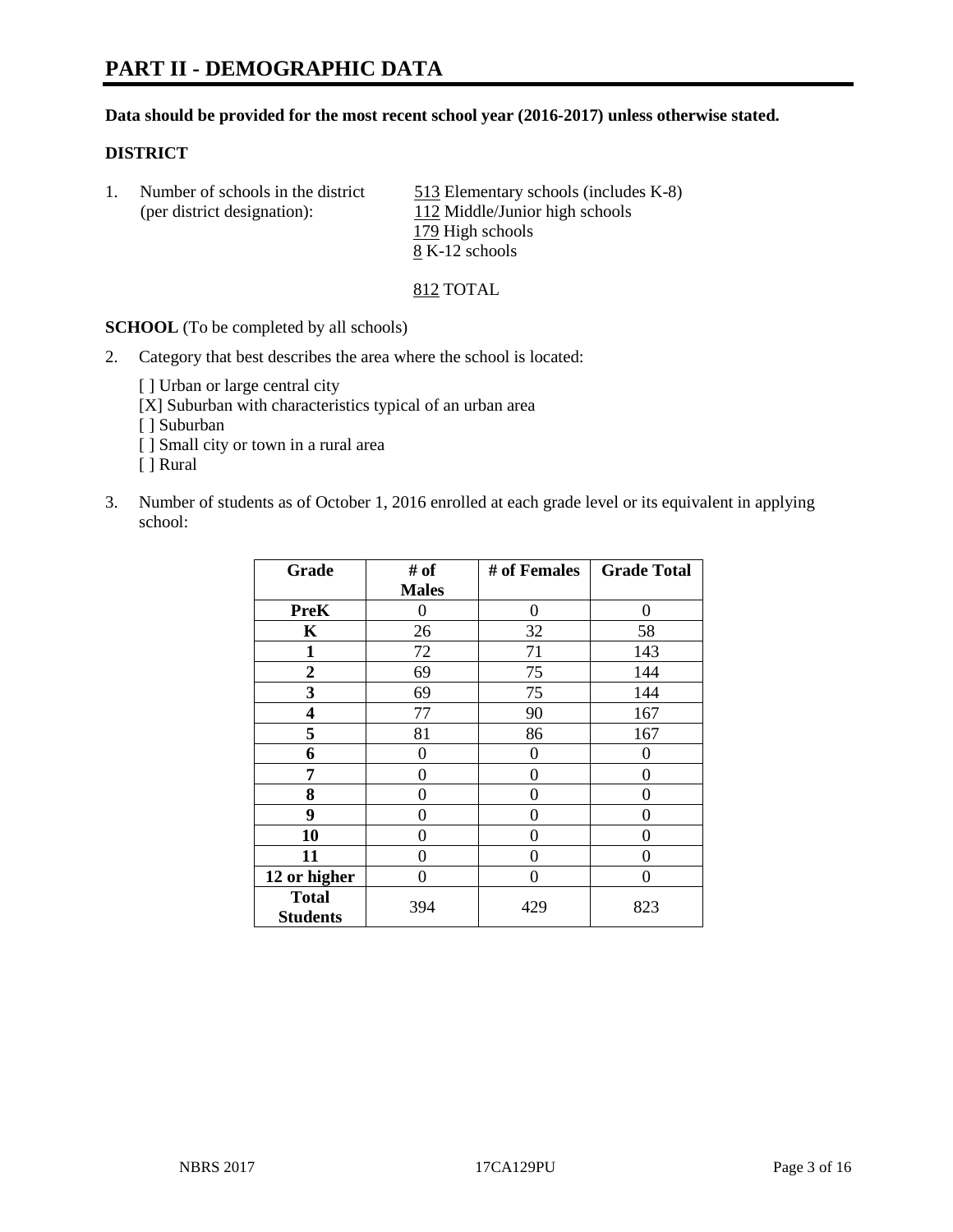# PART II - DEMOGRAPHIC DATA

**Data should be provided for the most recent school year (2016-2017) unless otherwise stated.**

**DISTRICT**

1. Number of schools in the district (per district designation):

   513 Elementary schools (includes K-8)
   112 Middle/Junior high schools
   179 High schools
   8 K-12 schools

   812 TOTAL

**SCHOOL** (To be completed by all schools)

2. Category that best describes the area where the school is located:

   [ ] Urban or large central city
   [X] Suburban with characteristics typical of an urban area
   [ ] Suburban
   [ ] Small city or town in a rural area
   [ ] Rural

3. Number of students as of October 1, 2016 enrolled at each grade level or its equivalent in applying school:

| Grade | # of Males | # of Females | Grade Total |
|---|---|---|---|
| PreK | 0 | 0 | 0 |
| K | 26 | 32 | 58 |
| 1 | 72 | 71 | 143 |
| 2 | 69 | 75 | 144 |
| 3 | 69 | 75 | 144 |
| 4 | 77 | 90 | 167 |
| 5 | 81 | 86 | 167 |
| 6 | 0 | 0 | 0 |
| 7 | 0 | 0 | 0 |
| 8 | 0 | 0 | 0 |
| 9 | 0 | 0 | 0 |
| 10 | 0 | 0 | 0 |
| 11 | 0 | 0 | 0 |
| 12 or higher | 0 | 0 | 0 |
| Total Students | 394 | 429 | 823 |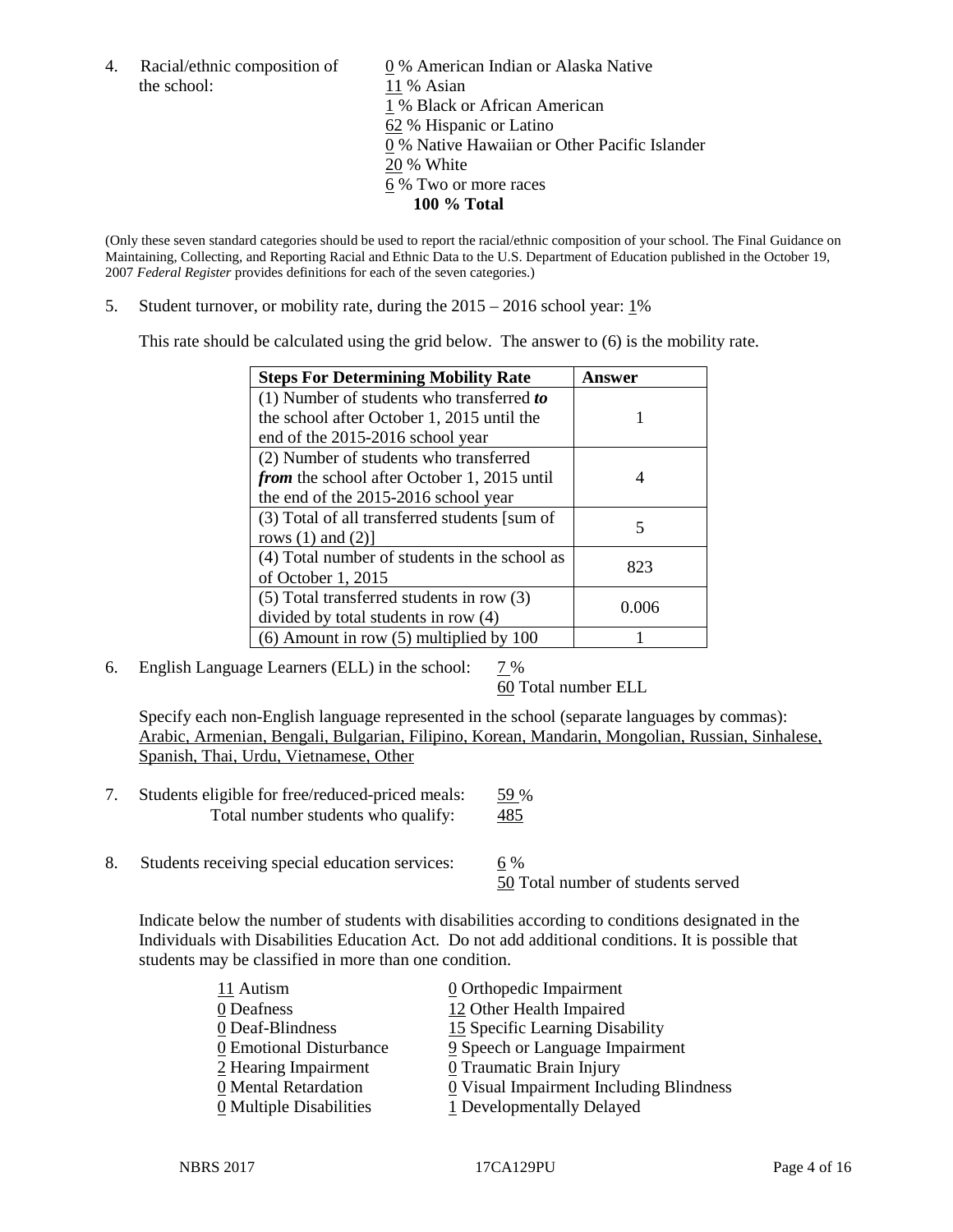4. Racial/ethnic composition of the school:

   0 % American Indian or Alaska Native
   11 % Asian
   1 % Black or African American
   62 % Hispanic or Latino
   0 % Native Hawaiian or Other Pacific Islander
   20 % White
   6 % Two or more races
   **100 % Total**

(Only these seven standard categories should be used to report the racial/ethnic composition of your school. The Final Guidance on Maintaining, Collecting, and Reporting Racial and Ethnic Data to the U.S. Department of Education published in the October 19, 2007 *Federal Register* provides definitions for each of the seven categories.)

5. Student turnover, or mobility rate, during the 2015 – 2016 school year: 1%

   This rate should be calculated using the grid below. The answer to (6) is the mobility rate.

| Steps For Determining Mobility Rate | Answer |
|---|---|
| (1) Number of students who transferred ***to*** the school after October 1, 2015 until the end of the 2015-2016 school year | 1 |
| (2) Number of students who transferred ***from*** the school after October 1, 2015 until the end of the 2015-2016 school year | 4 |
| (3) Total of all transferred students [sum of rows (1) and (2)] | 5 |
| (4) Total number of students in the school as of October 1, 2015 | 823 |
| (5) Total transferred students in row (3) divided by total students in row (4) | 0.006 |
| (6) Amount in row (5) multiplied by 100 | 1 |

6. English Language Learners (ELL) in the school: 7 %
   60 Total number ELL

   Specify each non-English language represented in the school (separate languages by commas):
   Arabic, Armenian, Bengali, Bulgarian, Filipino, Korean, Mandarin, Mongolian, Russian, Sinhalese, Spanish, Thai, Urdu, Vietnamese, Other

7. Students eligible for free/reduced-priced meals: 59 %
   Total number students who qualify: 485

8. Students receiving special education services: 6 %
   50 Total number of students served

   Indicate below the number of students with disabilities according to conditions designated in the Individuals with Disabilities Education Act. Do not add additional conditions. It is possible that students may be classified in more than one condition.

   11 Autism
   0 Deafness
   0 Deaf-Blindness
   0 Emotional Disturbance
   2 Hearing Impairment
   0 Mental Retardation
   0 Multiple Disabilities
   0 Orthopedic Impairment
   12 Other Health Impaired
   15 Specific Learning Disability
   9 Speech or Language Impairment
   0 Traumatic Brain Injury
   0 Visual Impairment Including Blindness
   1 Developmentally Delayed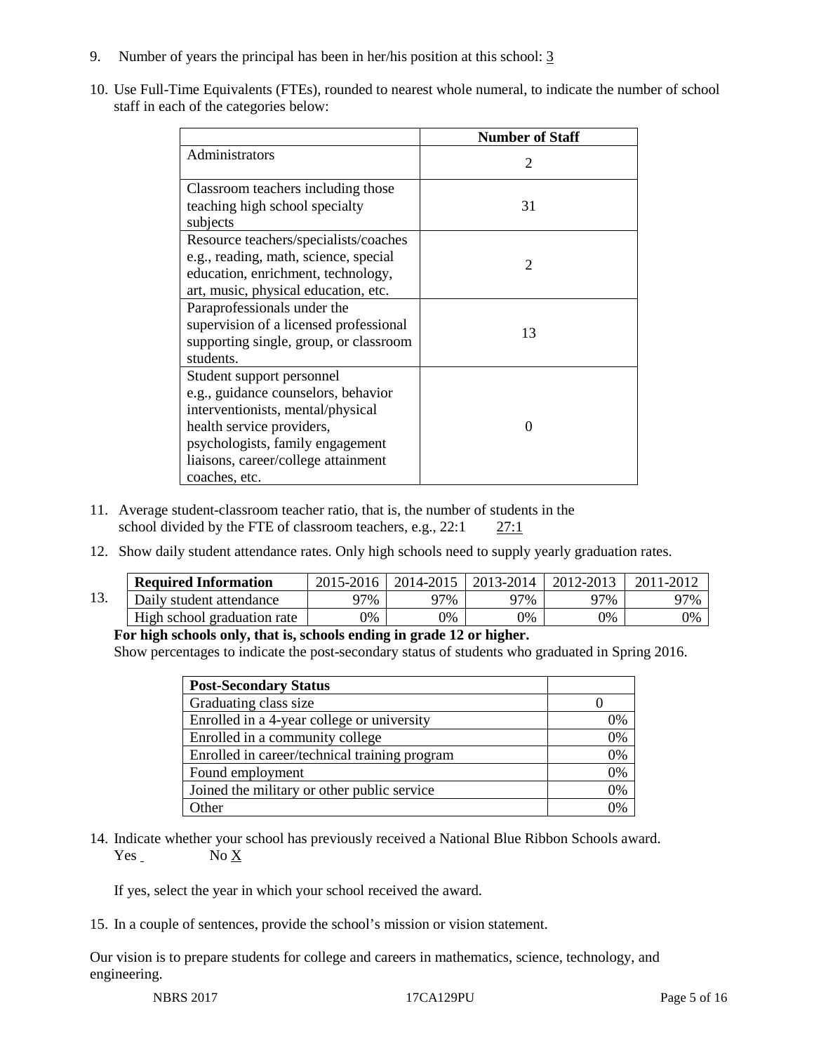9. Number of years the principal has been in her/his position at this school: 3

10. Use Full-Time Equivalents (FTEs), rounded to nearest whole numeral, to indicate the number of school staff in each of the categories below:

| | Number of Staff |
|---|---|
| Administrators | 2 |
| Classroom teachers including those teaching high school specialty subjects | 31 |
| Resource teachers/specialists/coaches e.g., reading, math, science, special education, enrichment, technology, art, music, physical education, etc. | 2 |
| Paraprofessionals under the supervision of a licensed professional supporting single, group, or classroom students. | 13 |
| Student support personnel e.g., guidance counselors, behavior interventionists, mental/physical health service providers, psychologists, family engagement liaisons, career/college attainment coaches, etc. | 0 |

11. Average student-classroom teacher ratio, that is, the number of students in the school divided by the FTE of classroom teachers, e.g., 22:1    27:1

12. Show daily student attendance rates. Only high schools need to supply yearly graduation rates.

| Required Information | 2015-2016 | 2014-2015 | 2013-2014 | 2012-2013 | 2011-2012 |
|---|---|---|---|---|---|
| Daily student attendance | 97% | 97% | 97% | 97% | 97% |
| High school graduation rate | 0% | 0% | 0% | 0% | 0% |

13. **For high schools only, that is, schools ending in grade 12 or higher.**
Show percentages to indicate the post-secondary status of students who graduated in Spring 2016.

| Post-Secondary Status | |
|---|---|
| Graduating class size | 0 |
| Enrolled in a 4-year college or university | 0% |
| Enrolled in a community college | 0% |
| Enrolled in career/technical training program | 0% |
| Found employment | 0% |
| Joined the military or other public service | 0% |
| Other | 0% |

14. Indicate whether your school has previously received a National Blue Ribbon Schools award.
Yes ___ No X

If yes, select the year in which your school received the award.

15. In a couple of sentences, provide the school's mission or vision statement.

Our vision is to prepare students for college and careers in mathematics, science, technology, and engineering.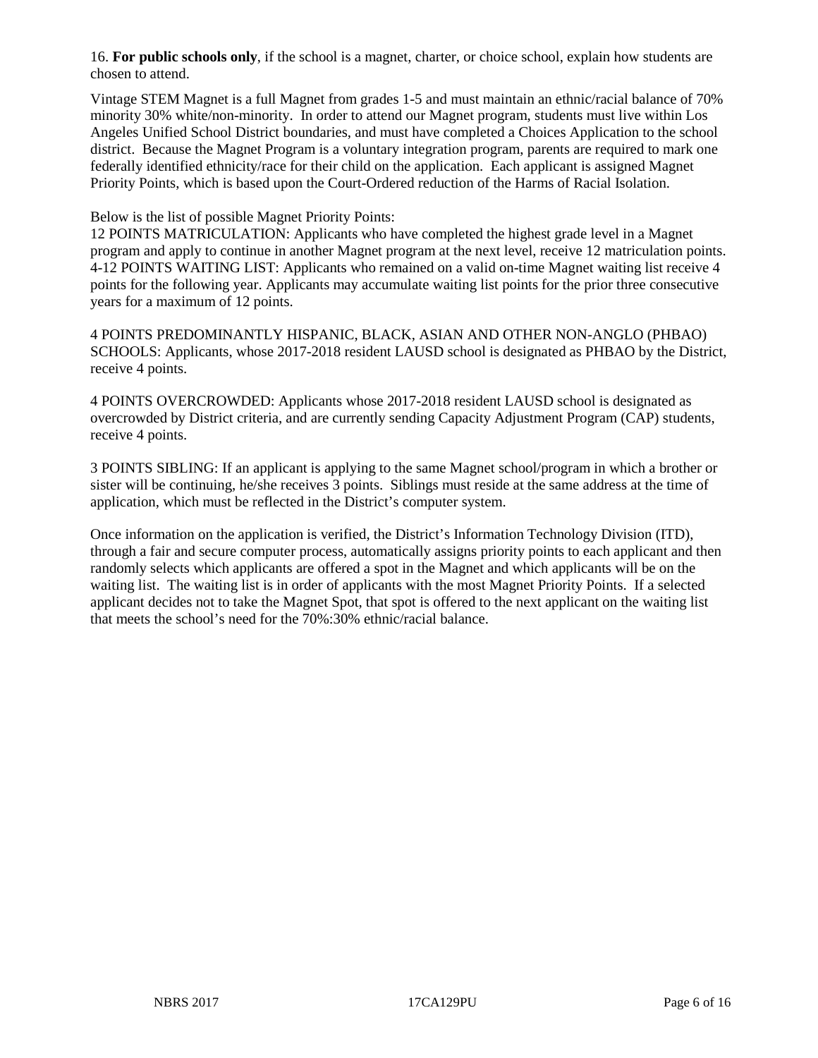16. **For public schools only**, if the school is a magnet, charter, or choice school, explain how students are chosen to attend.

Vintage STEM Magnet is a full Magnet from grades 1-5 and must maintain an ethnic/racial balance of 70% minority 30% white/non-minority. In order to attend our Magnet program, students must live within Los Angeles Unified School District boundaries, and must have completed a Choices Application to the school district. Because the Magnet Program is a voluntary integration program, parents are required to mark one federally identified ethnicity/race for their child on the application. Each applicant is assigned Magnet Priority Points, which is based upon the Court-Ordered reduction of the Harms of Racial Isolation.

Below is the list of possible Magnet Priority Points:
12 POINTS MATRICULATION: Applicants who have completed the highest grade level in a Magnet program and apply to continue in another Magnet program at the next level, receive 12 matriculation points.
4-12 POINTS WAITING LIST: Applicants who remained on a valid on-time Magnet waiting list receive 4 points for the following year. Applicants may accumulate waiting list points for the prior three consecutive years for a maximum of 12 points.

4 POINTS PREDOMINANTLY HISPANIC, BLACK, ASIAN AND OTHER NON-ANGLO (PHBAO) SCHOOLS: Applicants, whose 2017-2018 resident LAUSD school is designated as PHBAO by the District, receive 4 points.

4 POINTS OVERCROWDED: Applicants whose 2017-2018 resident LAUSD school is designated as overcrowded by District criteria, and are currently sending Capacity Adjustment Program (CAP) students, receive 4 points.

3 POINTS SIBLING: If an applicant is applying to the same Magnet school/program in which a brother or sister will be continuing, he/she receives 3 points. Siblings must reside at the same address at the time of application, which must be reflected in the District's computer system.

Once information on the application is verified, the District's Information Technology Division (ITD), through a fair and secure computer process, automatically assigns priority points to each applicant and then randomly selects which applicants are offered a spot in the Magnet and which applicants will be on the waiting list. The waiting list is in order of applicants with the most Magnet Priority Points. If a selected applicant decides not to take the Magnet Spot, that spot is offered to the next applicant on the waiting list that meets the school's need for the 70%:30% ethnic/racial balance.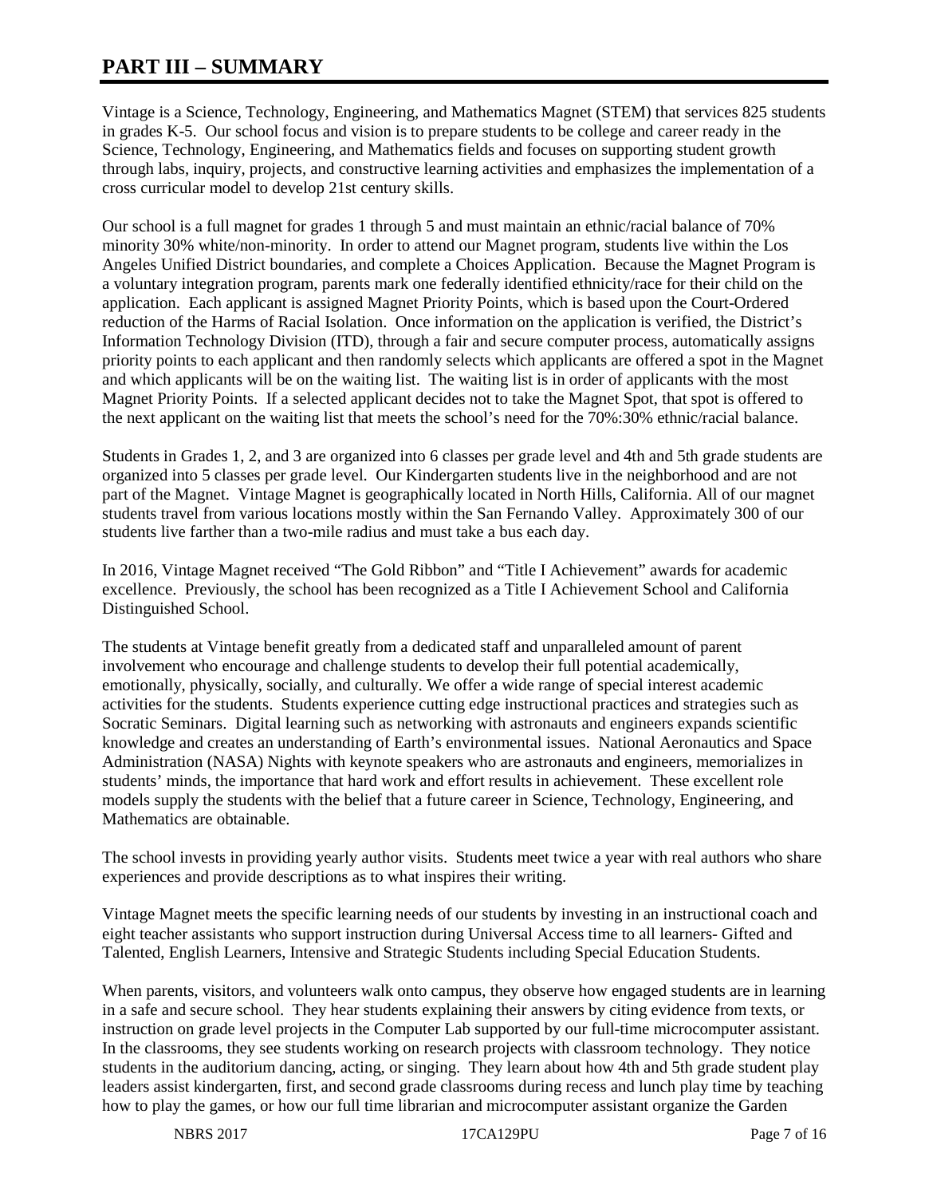# PART III – SUMMARY

Vintage is a Science, Technology, Engineering, and Mathematics Magnet (STEM) that services 825 students in grades K-5. Our school focus and vision is to prepare students to be college and career ready in the Science, Technology, Engineering, and Mathematics fields and focuses on supporting student growth through labs, inquiry, projects, and constructive learning activities and emphasizes the implementation of a cross curricular model to develop 21st century skills.

Our school is a full magnet for grades 1 through 5 and must maintain an ethnic/racial balance of 70% minority 30% white/non-minority. In order to attend our Magnet program, students live within the Los Angeles Unified District boundaries, and complete a Choices Application. Because the Magnet Program is a voluntary integration program, parents mark one federally identified ethnicity/race for their child on the application. Each applicant is assigned Magnet Priority Points, which is based upon the Court-Ordered reduction of the Harms of Racial Isolation. Once information on the application is verified, the District's Information Technology Division (ITD), through a fair and secure computer process, automatically assigns priority points to each applicant and then randomly selects which applicants are offered a spot in the Magnet and which applicants will be on the waiting list. The waiting list is in order of applicants with the most Magnet Priority Points. If a selected applicant decides not to take the Magnet Spot, that spot is offered to the next applicant on the waiting list that meets the school's need for the 70%:30% ethnic/racial balance.

Students in Grades 1, 2, and 3 are organized into 6 classes per grade level and 4th and 5th grade students are organized into 5 classes per grade level. Our Kindergarten students live in the neighborhood and are not part of the Magnet. Vintage Magnet is geographically located in North Hills, California. All of our magnet students travel from various locations mostly within the San Fernando Valley. Approximately 300 of our students live farther than a two-mile radius and must take a bus each day.

In 2016, Vintage Magnet received "The Gold Ribbon" and "Title I Achievement" awards for academic excellence. Previously, the school has been recognized as a Title I Achievement School and California Distinguished School.

The students at Vintage benefit greatly from a dedicated staff and unparalleled amount of parent involvement who encourage and challenge students to develop their full potential academically, emotionally, physically, socially, and culturally. We offer a wide range of special interest academic activities for the students. Students experience cutting edge instructional practices and strategies such as Socratic Seminars. Digital learning such as networking with astronauts and engineers expands scientific knowledge and creates an understanding of Earth's environmental issues. National Aeronautics and Space Administration (NASA) Nights with keynote speakers who are astronauts and engineers, memorializes in students' minds, the importance that hard work and effort results in achievement. These excellent role models supply the students with the belief that a future career in Science, Technology, Engineering, and Mathematics are obtainable.

The school invests in providing yearly author visits. Students meet twice a year with real authors who share experiences and provide descriptions as to what inspires their writing.

Vintage Magnet meets the specific learning needs of our students by investing in an instructional coach and eight teacher assistants who support instruction during Universal Access time to all learners- Gifted and Talented, English Learners, Intensive and Strategic Students including Special Education Students.

When parents, visitors, and volunteers walk onto campus, they observe how engaged students are in learning in a safe and secure school. They hear students explaining their answers by citing evidence from texts, or instruction on grade level projects in the Computer Lab supported by our full-time microcomputer assistant. In the classrooms, they see students working on research projects with classroom technology. They notice students in the auditorium dancing, acting, or singing. They learn about how 4th and 5th grade student play leaders assist kindergarten, first, and second grade classrooms during recess and lunch play time by teaching how to play the games, or how our full time librarian and microcomputer assistant organize the Garden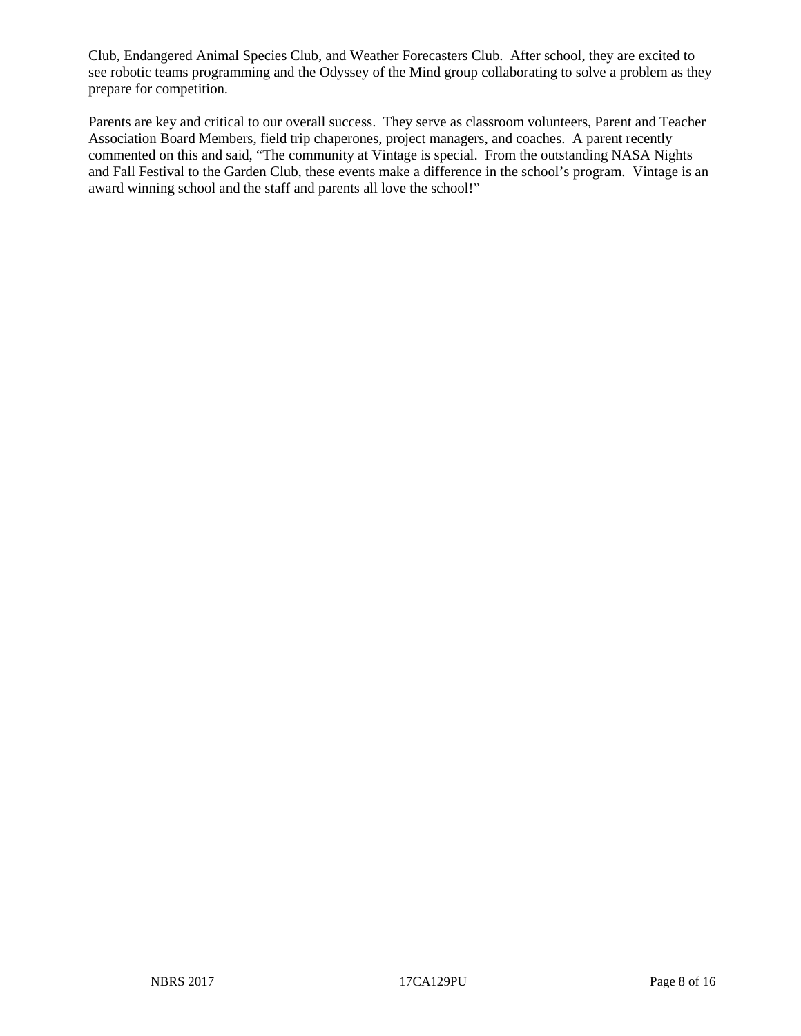Club, Endangered Animal Species Club, and Weather Forecasters Club. After school, they are excited to see robotic teams programming and the Odyssey of the Mind group collaborating to solve a problem as they prepare for competition.

Parents are key and critical to our overall success. They serve as classroom volunteers, Parent and Teacher Association Board Members, field trip chaperones, project managers, and coaches. A parent recently commented on this and said, "The community at Vintage is special. From the outstanding NASA Nights and Fall Festival to the Garden Club, these events make a difference in the school's program. Vintage is an award winning school and the staff and parents all love the school!"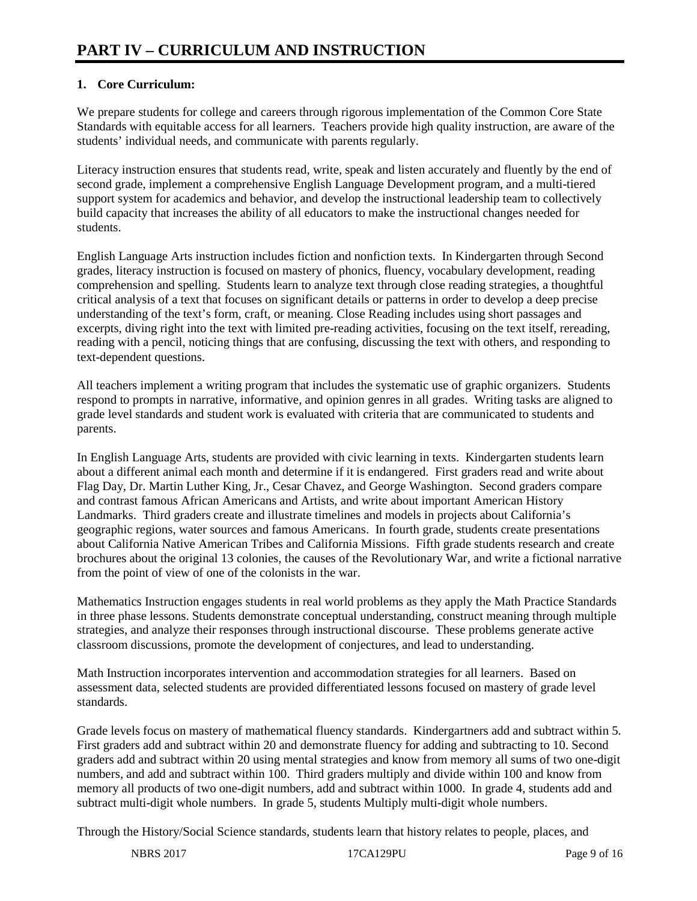# PART IV – CURRICULUM AND INSTRUCTION

**1. Core Curriculum:**

We prepare students for college and careers through rigorous implementation of the Common Core State Standards with equitable access for all learners. Teachers provide high quality instruction, are aware of the students' individual needs, and communicate with parents regularly.

Literacy instruction ensures that students read, write, speak and listen accurately and fluently by the end of second grade, implement a comprehensive English Language Development program, and a multi-tiered support system for academics and behavior, and develop the instructional leadership team to collectively build capacity that increases the ability of all educators to make the instructional changes needed for students.

English Language Arts instruction includes fiction and nonfiction texts. In Kindergarten through Second grades, literacy instruction is focused on mastery of phonics, fluency, vocabulary development, reading comprehension and spelling. Students learn to analyze text through close reading strategies, a thoughtful critical analysis of a text that focuses on significant details or patterns in order to develop a deep precise understanding of the text's form, craft, or meaning. Close Reading includes using short passages and excerpts, diving right into the text with limited pre-reading activities, focusing on the text itself, rereading, reading with a pencil, noticing things that are confusing, discussing the text with others, and responding to text-dependent questions.

All teachers implement a writing program that includes the systematic use of graphic organizers. Students respond to prompts in narrative, informative, and opinion genres in all grades. Writing tasks are aligned to grade level standards and student work is evaluated with criteria that are communicated to students and parents.

In English Language Arts, students are provided with civic learning in texts. Kindergarten students learn about a different animal each month and determine if it is endangered. First graders read and write about Flag Day, Dr. Martin Luther King, Jr., Cesar Chavez, and George Washington. Second graders compare and contrast famous African Americans and Artists, and write about important American History Landmarks. Third graders create and illustrate timelines and models in projects about California's geographic regions, water sources and famous Americans. In fourth grade, students create presentations about California Native American Tribes and California Missions. Fifth grade students research and create brochures about the original 13 colonies, the causes of the Revolutionary War, and write a fictional narrative from the point of view of one of the colonists in the war.

Mathematics Instruction engages students in real world problems as they apply the Math Practice Standards in three phase lessons. Students demonstrate conceptual understanding, construct meaning through multiple strategies, and analyze their responses through instructional discourse. These problems generate active classroom discussions, promote the development of conjectures, and lead to understanding.

Math Instruction incorporates intervention and accommodation strategies for all learners. Based on assessment data, selected students are provided differentiated lessons focused on mastery of grade level standards.

Grade levels focus on mastery of mathematical fluency standards. Kindergartners add and subtract within 5. First graders add and subtract within 20 and demonstrate fluency for adding and subtracting to 10. Second graders add and subtract within 20 using mental strategies and know from memory all sums of two one-digit numbers, and add and subtract within 100. Third graders multiply and divide within 100 and know from memory all products of two one-digit numbers, add and subtract within 1000. In grade 4, students add and subtract multi-digit whole numbers. In grade 5, students Multiply multi-digit whole numbers.

Through the History/Social Science standards, students learn that history relates to people, places, and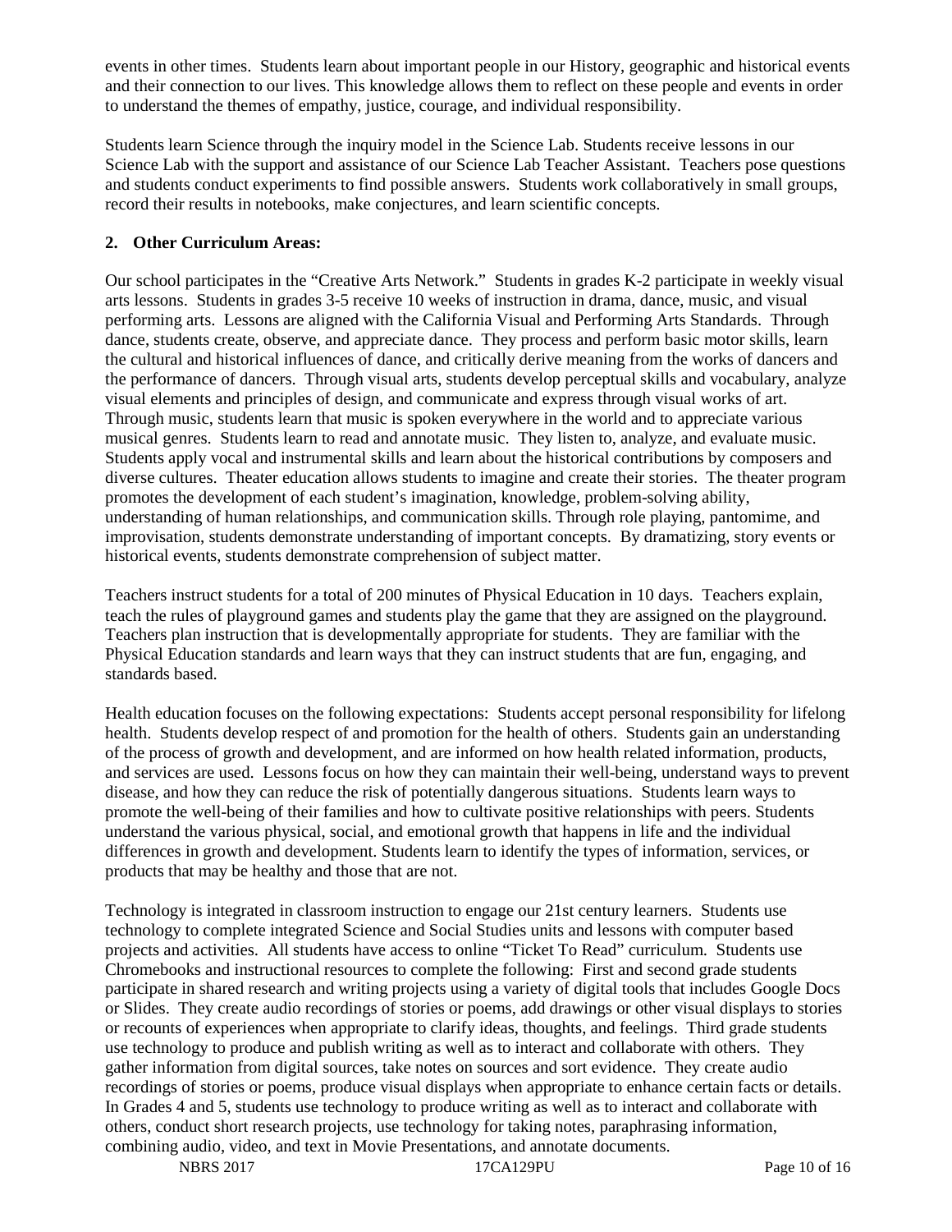events in other times. Students learn about important people in our History, geographic and historical events and their connection to our lives. This knowledge allows them to reflect on these people and events in order to understand the themes of empathy, justice, courage, and individual responsibility.

Students learn Science through the inquiry model in the Science Lab. Students receive lessons in our Science Lab with the support and assistance of our Science Lab Teacher Assistant. Teachers pose questions and students conduct experiments to find possible answers. Students work collaboratively in small groups, record their results in notebooks, make conjectures, and learn scientific concepts.

**2. Other Curriculum Areas:**

Our school participates in the "Creative Arts Network." Students in grades K-2 participate in weekly visual arts lessons. Students in grades 3-5 receive 10 weeks of instruction in drama, dance, music, and visual performing arts. Lessons are aligned with the California Visual and Performing Arts Standards. Through dance, students create, observe, and appreciate dance. They process and perform basic motor skills, learn the cultural and historical influences of dance, and critically derive meaning from the works of dancers and the performance of dancers. Through visual arts, students develop perceptual skills and vocabulary, analyze visual elements and principles of design, and communicate and express through visual works of art. Through music, students learn that music is spoken everywhere in the world and to appreciate various musical genres. Students learn to read and annotate music. They listen to, analyze, and evaluate music. Students apply vocal and instrumental skills and learn about the historical contributions by composers and diverse cultures. Theater education allows students to imagine and create their stories. The theater program promotes the development of each student's imagination, knowledge, problem-solving ability, understanding of human relationships, and communication skills. Through role playing, pantomime, and improvisation, students demonstrate understanding of important concepts. By dramatizing, story events or historical events, students demonstrate comprehension of subject matter.

Teachers instruct students for a total of 200 minutes of Physical Education in 10 days. Teachers explain, teach the rules of playground games and students play the game that they are assigned on the playground. Teachers plan instruction that is developmentally appropriate for students. They are familiar with the Physical Education standards and learn ways that they can instruct students that are fun, engaging, and standards based.

Health education focuses on the following expectations: Students accept personal responsibility for lifelong health. Students develop respect of and promotion for the health of others. Students gain an understanding of the process of growth and development, and are informed on how health related information, products, and services are used. Lessons focus on how they can maintain their well-being, understand ways to prevent disease, and how they can reduce the risk of potentially dangerous situations. Students learn ways to promote the well-being of their families and how to cultivate positive relationships with peers. Students understand the various physical, social, and emotional growth that happens in life and the individual differences in growth and development. Students learn to identify the types of information, services, or products that may be healthy and those that are not.

Technology is integrated in classroom instruction to engage our 21st century learners. Students use technology to complete integrated Science and Social Studies units and lessons with computer based projects and activities. All students have access to online "Ticket To Read" curriculum. Students use Chromebooks and instructional resources to complete the following: First and second grade students participate in shared research and writing projects using a variety of digital tools that includes Google Docs or Slides. They create audio recordings of stories or poems, add drawings or other visual displays to stories or recounts of experiences when appropriate to clarify ideas, thoughts, and feelings. Third grade students use technology to produce and publish writing as well as to interact and collaborate with others. They gather information from digital sources, take notes on sources and sort evidence. They create audio recordings of stories or poems, produce visual displays when appropriate to enhance certain facts or details. In Grades 4 and 5, students use technology to produce writing as well as to interact and collaborate with others, conduct short research projects, use technology for taking notes, paraphrasing information, combining audio, video, and text in Movie Presentations, and annotate documents.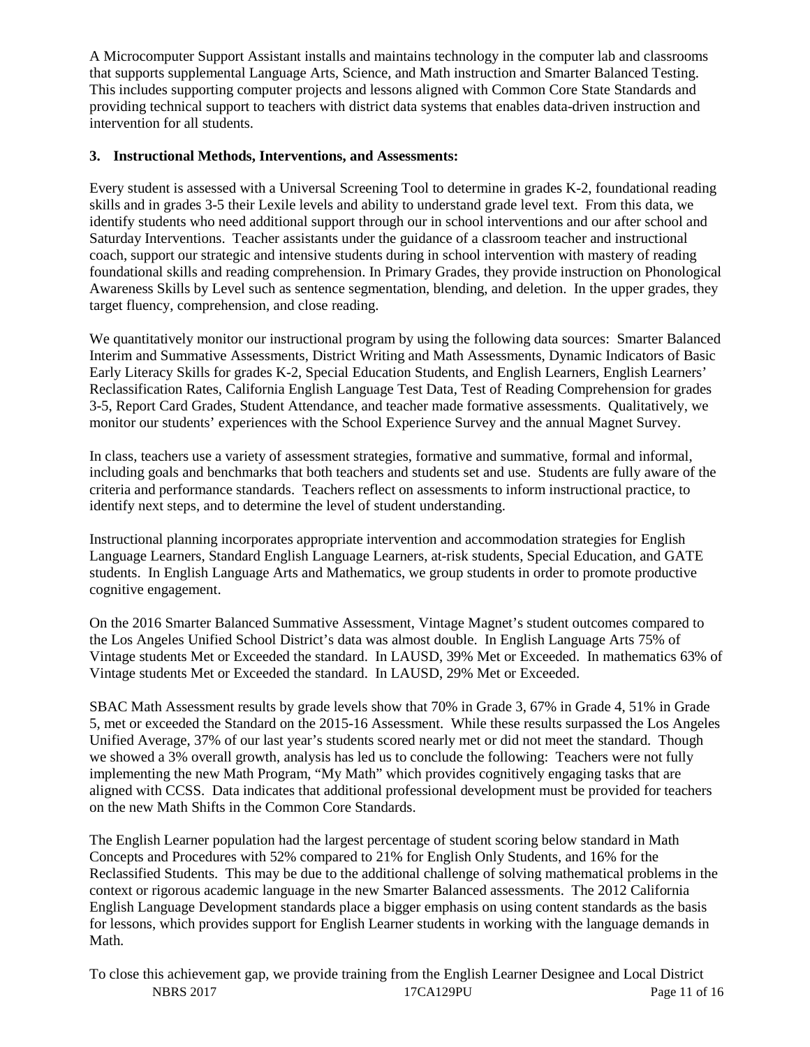A Microcomputer Support Assistant installs and maintains technology in the computer lab and classrooms that supports supplemental Language Arts, Science, and Math instruction and Smarter Balanced Testing. This includes supporting computer projects and lessons aligned with Common Core State Standards and providing technical support to teachers with district data systems that enables data-driven instruction and intervention for all students.

**3. Instructional Methods, Interventions, and Assessments:**

Every student is assessed with a Universal Screening Tool to determine in grades K-2, foundational reading skills and in grades 3-5 their Lexile levels and ability to understand grade level text. From this data, we identify students who need additional support through our in school interventions and our after school and Saturday Interventions. Teacher assistants under the guidance of a classroom teacher and instructional coach, support our strategic and intensive students during in school intervention with mastery of reading foundational skills and reading comprehension. In Primary Grades, they provide instruction on Phonological Awareness Skills by Level such as sentence segmentation, blending, and deletion. In the upper grades, they target fluency, comprehension, and close reading.

We quantitatively monitor our instructional program by using the following data sources: Smarter Balanced Interim and Summative Assessments, District Writing and Math Assessments, Dynamic Indicators of Basic Early Literacy Skills for grades K-2, Special Education Students, and English Learners, English Learners' Reclassification Rates, California English Language Test Data, Test of Reading Comprehension for grades 3-5, Report Card Grades, Student Attendance, and teacher made formative assessments. Qualitatively, we monitor our students' experiences with the School Experience Survey and the annual Magnet Survey.

In class, teachers use a variety of assessment strategies, formative and summative, formal and informal, including goals and benchmarks that both teachers and students set and use. Students are fully aware of the criteria and performance standards. Teachers reflect on assessments to inform instructional practice, to identify next steps, and to determine the level of student understanding.

Instructional planning incorporates appropriate intervention and accommodation strategies for English Language Learners, Standard English Language Learners, at-risk students, Special Education, and GATE students. In English Language Arts and Mathematics, we group students in order to promote productive cognitive engagement.

On the 2016 Smarter Balanced Summative Assessment, Vintage Magnet's student outcomes compared to the Los Angeles Unified School District's data was almost double. In English Language Arts 75% of Vintage students Met or Exceeded the standard. In LAUSD, 39% Met or Exceeded. In mathematics 63% of Vintage students Met or Exceeded the standard. In LAUSD, 29% Met or Exceeded.

SBAC Math Assessment results by grade levels show that 70% in Grade 3, 67% in Grade 4, 51% in Grade 5, met or exceeded the Standard on the 2015-16 Assessment. While these results surpassed the Los Angeles Unified Average, 37% of our last year's students scored nearly met or did not meet the standard. Though we showed a 3% overall growth, analysis has led us to conclude the following: Teachers were not fully implementing the new Math Program, "My Math" which provides cognitively engaging tasks that are aligned with CCSS. Data indicates that additional professional development must be provided for teachers on the new Math Shifts in the Common Core Standards.

The English Learner population had the largest percentage of student scoring below standard in Math Concepts and Procedures with 52% compared to 21% for English Only Students, and 16% for the Reclassified Students. This may be due to the additional challenge of solving mathematical problems in the context or rigorous academic language in the new Smarter Balanced assessments. The 2012 California English Language Development standards place a bigger emphasis on using content standards as the basis for lessons, which provides support for English Learner students in working with the language demands in Math.

To close this achievement gap, we provide training from the English Learner Designee and Local District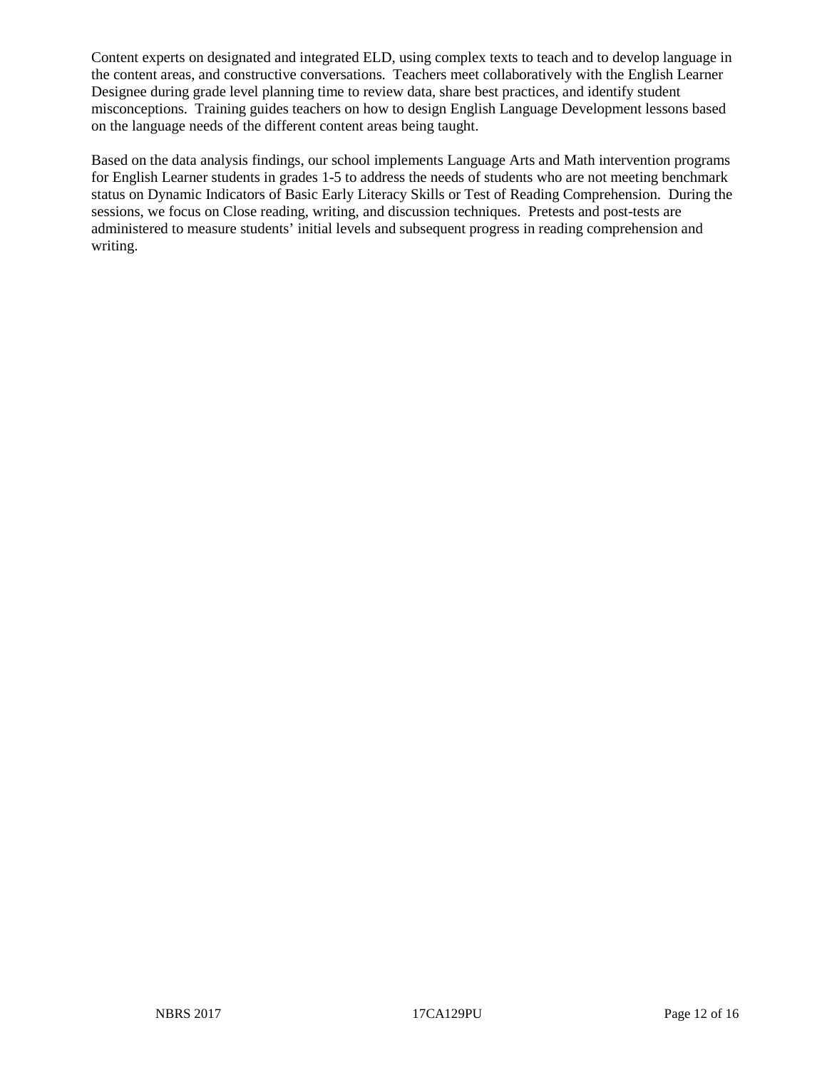Content experts on designated and integrated ELD, using complex texts to teach and to develop language in the content areas, and constructive conversations. Teachers meet collaboratively with the English Learner Designee during grade level planning time to review data, share best practices, and identify student misconceptions. Training guides teachers on how to design English Language Development lessons based on the language needs of the different content areas being taught.

Based on the data analysis findings, our school implements Language Arts and Math intervention programs for English Learner students in grades 1-5 to address the needs of students who are not meeting benchmark status on Dynamic Indicators of Basic Early Literacy Skills or Test of Reading Comprehension. During the sessions, we focus on Close reading, writing, and discussion techniques. Pretests and post-tests are administered to measure students' initial levels and subsequent progress in reading comprehension and writing.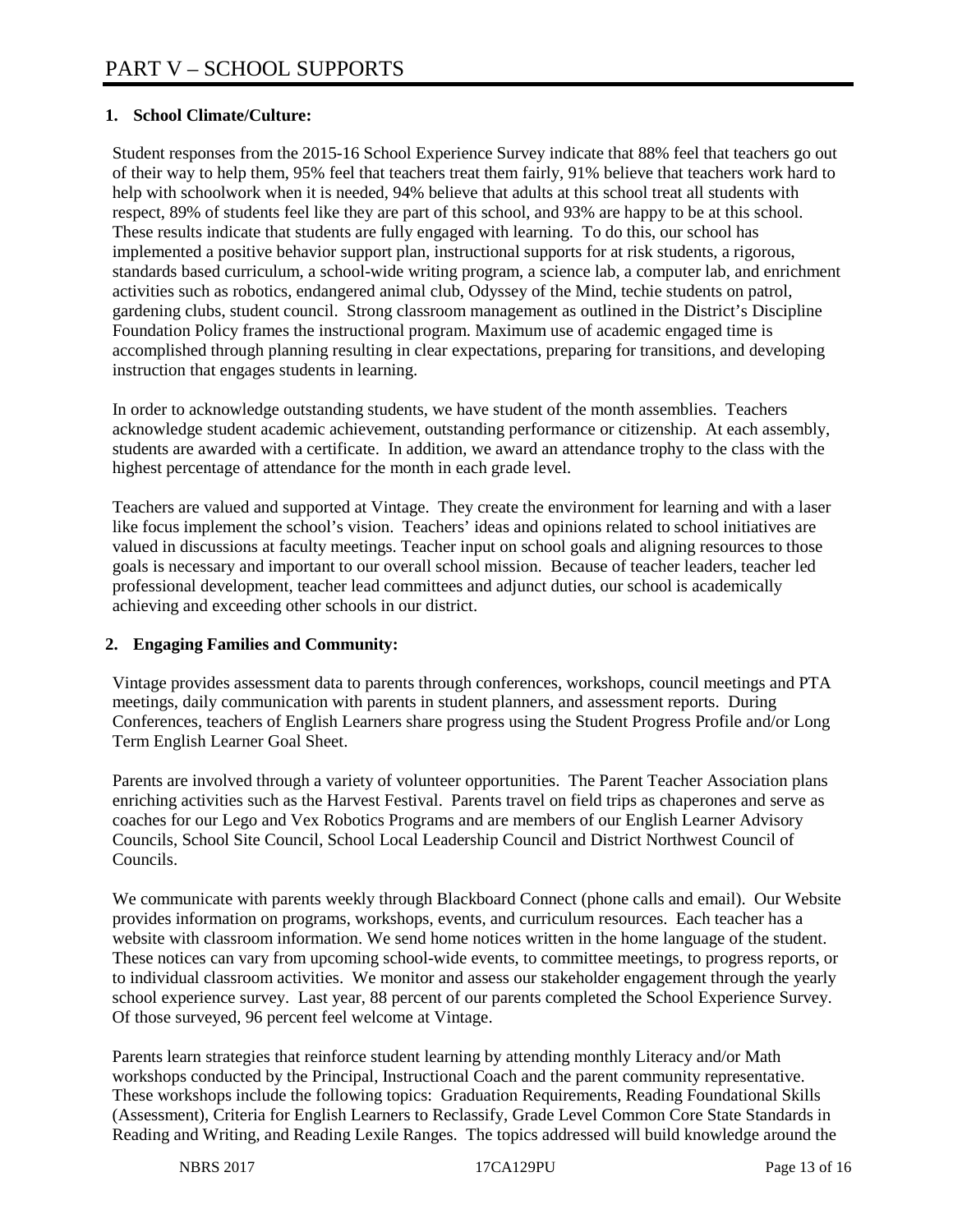# PART V – SCHOOL SUPPORTS

**1. School Climate/Culture:**

Student responses from the 2015-16 School Experience Survey indicate that 88% feel that teachers go out of their way to help them, 95% feel that teachers treat them fairly, 91% believe that teachers work hard to help with schoolwork when it is needed, 94% believe that adults at this school treat all students with respect, 89% of students feel like they are part of this school, and 93% are happy to be at this school. These results indicate that students are fully engaged with learning. To do this, our school has implemented a positive behavior support plan, instructional supports for at risk students, a rigorous, standards based curriculum, a school-wide writing program, a science lab, a computer lab, and enrichment activities such as robotics, endangered animal club, Odyssey of the Mind, techie students on patrol, gardening clubs, student council. Strong classroom management as outlined in the District's Discipline Foundation Policy frames the instructional program. Maximum use of academic engaged time is accomplished through planning resulting in clear expectations, preparing for transitions, and developing instruction that engages students in learning.

In order to acknowledge outstanding students, we have student of the month assemblies. Teachers acknowledge student academic achievement, outstanding performance or citizenship. At each assembly, students are awarded with a certificate. In addition, we award an attendance trophy to the class with the highest percentage of attendance for the month in each grade level.

Teachers are valued and supported at Vintage. They create the environment for learning and with a laser like focus implement the school's vision. Teachers' ideas and opinions related to school initiatives are valued in discussions at faculty meetings. Teacher input on school goals and aligning resources to those goals is necessary and important to our overall school mission. Because of teacher leaders, teacher led professional development, teacher lead committees and adjunct duties, our school is academically achieving and exceeding other schools in our district.

**2. Engaging Families and Community:**

Vintage provides assessment data to parents through conferences, workshops, council meetings and PTA meetings, daily communication with parents in student planners, and assessment reports. During Conferences, teachers of English Learners share progress using the Student Progress Profile and/or Long Term English Learner Goal Sheet.

Parents are involved through a variety of volunteer opportunities. The Parent Teacher Association plans enriching activities such as the Harvest Festival. Parents travel on field trips as chaperones and serve as coaches for our Lego and Vex Robotics Programs and are members of our English Learner Advisory Councils, School Site Council, School Local Leadership Council and District Northwest Council of Councils.

We communicate with parents weekly through Blackboard Connect (phone calls and email). Our Website provides information on programs, workshops, events, and curriculum resources. Each teacher has a website with classroom information. We send home notices written in the home language of the student. These notices can vary from upcoming school-wide events, to committee meetings, to progress reports, or to individual classroom activities. We monitor and assess our stakeholder engagement through the yearly school experience survey. Last year, 88 percent of our parents completed the School Experience Survey. Of those surveyed, 96 percent feel welcome at Vintage.

Parents learn strategies that reinforce student learning by attending monthly Literacy and/or Math workshops conducted by the Principal, Instructional Coach and the parent community representative. These workshops include the following topics: Graduation Requirements, Reading Foundational Skills (Assessment), Criteria for English Learners to Reclassify, Grade Level Common Core State Standards in Reading and Writing, and Reading Lexile Ranges. The topics addressed will build knowledge around the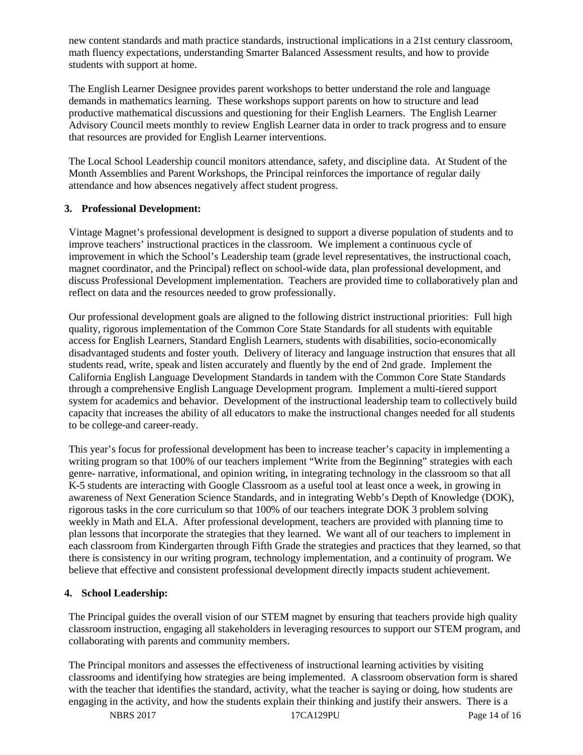new content standards and math practice standards, instructional implications in a 21st century classroom, math fluency expectations, understanding Smarter Balanced Assessment results, and how to provide students with support at home.

The English Learner Designee provides parent workshops to better understand the role and language demands in mathematics learning. These workshops support parents on how to structure and lead productive mathematical discussions and questioning for their English Learners. The English Learner Advisory Council meets monthly to review English Learner data in order to track progress and to ensure that resources are provided for English Learner interventions.

The Local School Leadership council monitors attendance, safety, and discipline data. At Student of the Month Assemblies and Parent Workshops, the Principal reinforces the importance of regular daily attendance and how absences negatively affect student progress.

**3. Professional Development:**

Vintage Magnet's professional development is designed to support a diverse population of students and to improve teachers' instructional practices in the classroom. We implement a continuous cycle of improvement in which the School's Leadership team (grade level representatives, the instructional coach, magnet coordinator, and the Principal) reflect on school-wide data, plan professional development, and discuss Professional Development implementation. Teachers are provided time to collaboratively plan and reflect on data and the resources needed to grow professionally.

Our professional development goals are aligned to the following district instructional priorities: Full high quality, rigorous implementation of the Common Core State Standards for all students with equitable access for English Learners, Standard English Learners, students with disabilities, socio-economically disadvantaged students and foster youth. Delivery of literacy and language instruction that ensures that all students read, write, speak and listen accurately and fluently by the end of 2nd grade. Implement the California English Language Development Standards in tandem with the Common Core State Standards through a comprehensive English Language Development program. Implement a multi-tiered support system for academics and behavior. Development of the instructional leadership team to collectively build capacity that increases the ability of all educators to make the instructional changes needed for all students to be college-and career-ready.

This year's focus for professional development has been to increase teacher's capacity in implementing a writing program so that 100% of our teachers implement "Write from the Beginning" strategies with each genre- narrative, informational, and opinion writing, in integrating technology in the classroom so that all K-5 students are interacting with Google Classroom as a useful tool at least once a week, in growing in awareness of Next Generation Science Standards, and in integrating Webb's Depth of Knowledge (DOK), rigorous tasks in the core curriculum so that 100% of our teachers integrate DOK 3 problem solving weekly in Math and ELA. After professional development, teachers are provided with planning time to plan lessons that incorporate the strategies that they learned. We want all of our teachers to implement in each classroom from Kindergarten through Fifth Grade the strategies and practices that they learned, so that there is consistency in our writing program, technology implementation, and a continuity of program. We believe that effective and consistent professional development directly impacts student achievement.

**4. School Leadership:**

The Principal guides the overall vision of our STEM magnet by ensuring that teachers provide high quality classroom instruction, engaging all stakeholders in leveraging resources to support our STEM program, and collaborating with parents and community members.

The Principal monitors and assesses the effectiveness of instructional learning activities by visiting classrooms and identifying how strategies are being implemented. A classroom observation form is shared with the teacher that identifies the standard, activity, what the teacher is saying or doing, how students are engaging in the activity, and how the students explain their thinking and justify their answers. There is a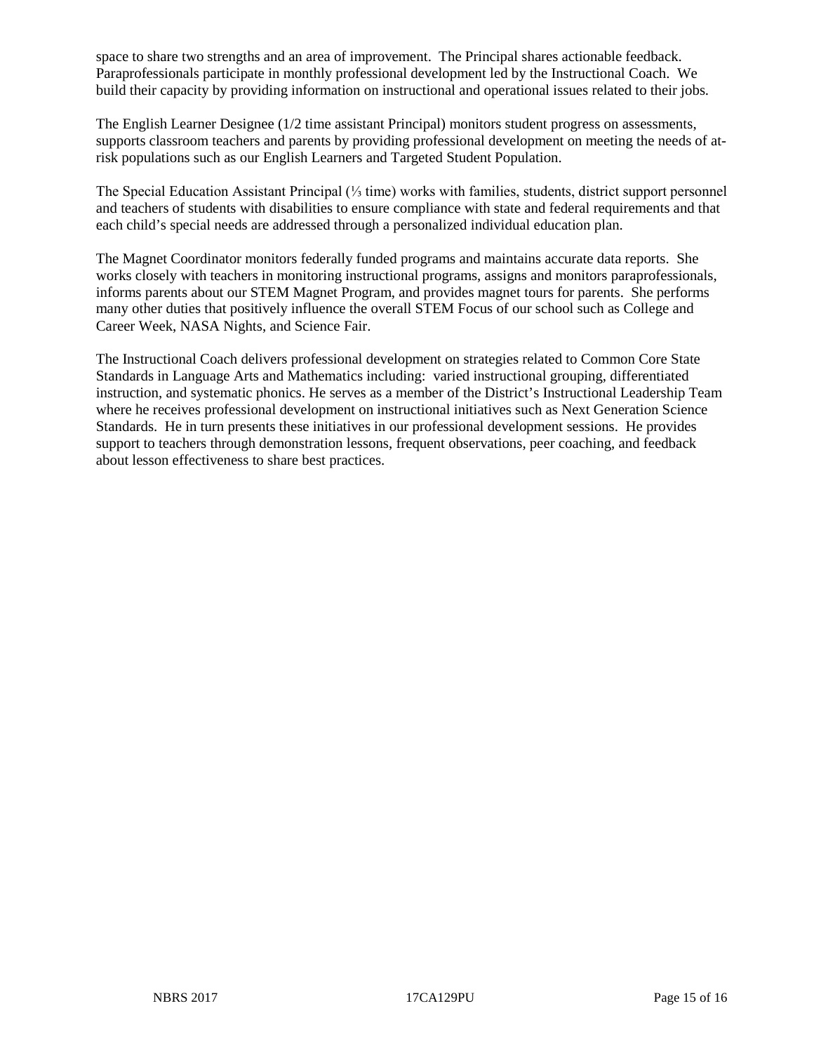space to share two strengths and an area of improvement. The Principal shares actionable feedback. Paraprofessionals participate in monthly professional development led by the Instructional Coach. We build their capacity by providing information on instructional and operational issues related to their jobs.

The English Learner Designee (1/2 time assistant Principal) monitors student progress on assessments, supports classroom teachers and parents by providing professional development on meeting the needs of at-risk populations such as our English Learners and Targeted Student Population.

The Special Education Assistant Principal (⅓ time) works with families, students, district support personnel and teachers of students with disabilities to ensure compliance with state and federal requirements and that each child's special needs are addressed through a personalized individual education plan.

The Magnet Coordinator monitors federally funded programs and maintains accurate data reports. She works closely with teachers in monitoring instructional programs, assigns and monitors paraprofessionals, informs parents about our STEM Magnet Program, and provides magnet tours for parents. She performs many other duties that positively influence the overall STEM Focus of our school such as College and Career Week, NASA Nights, and Science Fair.

The Instructional Coach delivers professional development on strategies related to Common Core State Standards in Language Arts and Mathematics including: varied instructional grouping, differentiated instruction, and systematic phonics. He serves as a member of the District's Instructional Leadership Team where he receives professional development on instructional initiatives such as Next Generation Science Standards. He in turn presents these initiatives in our professional development sessions. He provides support to teachers through demonstration lessons, frequent observations, peer coaching, and feedback about lesson effectiveness to share best practices.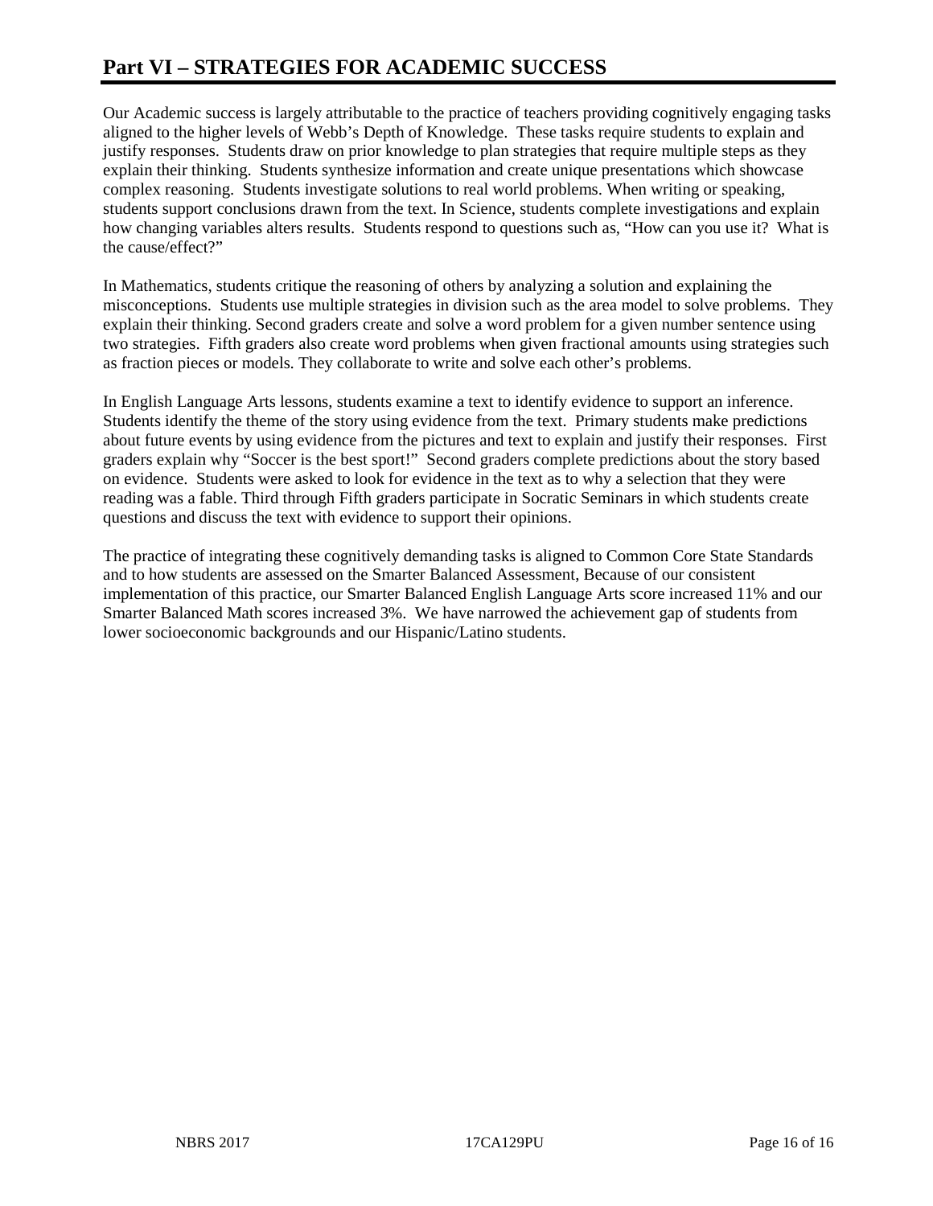# Part VI – STRATEGIES FOR ACADEMIC SUCCESS

Our Academic success is largely attributable to the practice of teachers providing cognitively engaging tasks aligned to the higher levels of Webb's Depth of Knowledge. These tasks require students to explain and justify responses. Students draw on prior knowledge to plan strategies that require multiple steps as they explain their thinking. Students synthesize information and create unique presentations which showcase complex reasoning. Students investigate solutions to real world problems. When writing or speaking, students support conclusions drawn from the text. In Science, students complete investigations and explain how changing variables alters results. Students respond to questions such as, "How can you use it? What is the cause/effect?"

In Mathematics, students critique the reasoning of others by analyzing a solution and explaining the misconceptions. Students use multiple strategies in division such as the area model to solve problems. They explain their thinking. Second graders create and solve a word problem for a given number sentence using two strategies. Fifth graders also create word problems when given fractional amounts using strategies such as fraction pieces or models. They collaborate to write and solve each other's problems.

In English Language Arts lessons, students examine a text to identify evidence to support an inference. Students identify the theme of the story using evidence from the text. Primary students make predictions about future events by using evidence from the pictures and text to explain and justify their responses. First graders explain why "Soccer is the best sport!" Second graders complete predictions about the story based on evidence. Students were asked to look for evidence in the text as to why a selection that they were reading was a fable. Third through Fifth graders participate in Socratic Seminars in which students create questions and discuss the text with evidence to support their opinions.

The practice of integrating these cognitively demanding tasks is aligned to Common Core State Standards and to how students are assessed on the Smarter Balanced Assessment, Because of our consistent implementation of this practice, our Smarter Balanced English Language Arts score increased 11% and our Smarter Balanced Math scores increased 3%. We have narrowed the achievement gap of students from lower socioeconomic backgrounds and our Hispanic/Latino students.